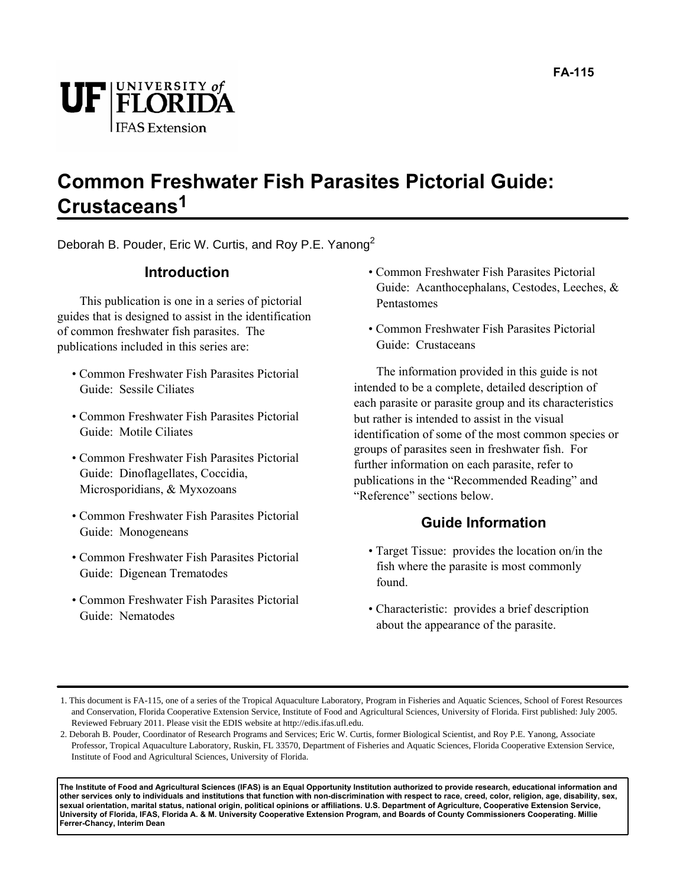FA-115

# Common Freshwater Fish Parasites Pictorial Guide: Crustaceans[1]

Deborah B. Pouder, Eric W. Curtis, and Roy P.E. Yanong[2]

## Introduction

This publication is one in a series of pictorial guides that is designed to assist in the identification of common freshwater fish parasites. The publications included in this series are:

- Common Freshwater Fish Parasites Pictorial Guide: Sessile Ciliates
- Common Freshwater Fish Parasites Pictorial Guide: Motile Ciliates
- Common Freshwater Fish Parasites Pictorial Guide: Dinoflagellates, Coccidia, Microsporidians, & Myxozoans
- Common Freshwater Fish Parasites Pictorial Guide: Monogeneans
- Common Freshwater Fish Parasites Pictorial Guide: Digenean Trematodes
- Common Freshwater Fish Parasites Pictorial Guide: Nematodes
- Common Freshwater Fish Parasites Pictorial Guide: Acanthocephalans, Cestodes, Leeches, & Pentastomes
- Common Freshwater Fish Parasites Pictorial Guide: Crustaceans

The information provided in this guide is not intended to be a complete, detailed description of each parasite or parasite group and its characteristics but rather is intended to assist in the visual identification of some of the most common species or groups of parasites seen in freshwater fish. For further information on each parasite, refer to publications in the "Recommended Reading" and "Reference" sections below.

## Guide Information

- Target Tissue: provides the location on/in the fish where the parasite is most commonly found.
- Characteristic: provides a brief description about the appearance of the parasite.

1. This document is FA-115, one of a series of the Tropical Aquaculture Laboratory, Program in Fisheries and Aquatic Sciences, School of Forest Resources and Conservation, Florida Cooperative Extension Service, Institute of Food and Agricultural Sciences, University of Florida. First published: July 2005. Reviewed February 2011. Please visit the EDIS website at http://edis.ifas.ufl.edu.

2. Deborah B. Pouder, Coordinator of Research Programs and Services; Eric W. Curtis, former Biological Scientist, and Roy P.E. Yanong, Associate Professor, Tropical Aquaculture Laboratory, Ruskin, FL 33570, Department of Fisheries and Aquatic Sciences, Florida Cooperative Extension Service, Institute of Food and Agricultural Sciences, University of Florida.

**The Institute of Food and Agricultural Sciences (IFAS) is an Equal Opportunity Institution authorized to provide research, educational information and other services only to individuals and institutions that function with non-discrimination with respect to race, creed, color, religion, age, disability, sex, sexual orientation, marital status, national origin, political opinions or affiliations. U.S. Department of Agriculture, Cooperative Extension Service, University of Florida, IFAS, Florida A. & M. University Cooperative Extension Program, and Boards of County Commissioners Cooperating. Millie Ferrer-Chancy, Interim Dean**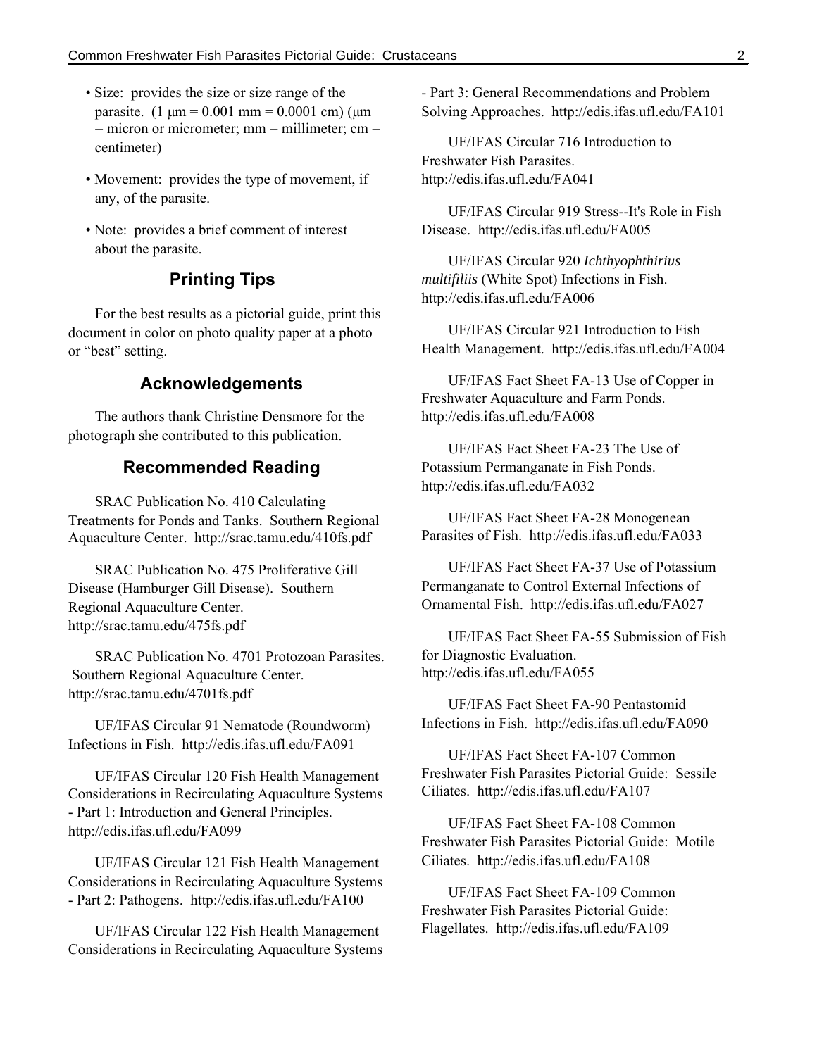- Size:  provides the size or size range of the parasite.  (1 μm = 0.001 mm = 0.0001 cm) (μm = micron or micrometer; mm = millimeter; cm = centimeter)
- Movement:  provides the type of movement, if any, of the parasite.
- Note:  provides a brief comment of interest about the parasite.

## Printing Tips

For the best results as a pictorial guide, print this document in color on photo quality paper at a photo or "best" setting.

## Acknowledgements

The authors thank Christine Densmore for the photograph she contributed to this publication.

## Recommended Reading

SRAC Publication No. 410 Calculating Treatments for Ponds and Tanks.  Southern Regional Aquaculture Center.  http://srac.tamu.edu/410fs.pdf

SRAC Publication No. 475 Proliferative Gill Disease (Hamburger Gill Disease).  Southern Regional Aquaculture Center. http://srac.tamu.edu/475fs.pdf

SRAC Publication No. 4701 Protozoan Parasites.  Southern Regional Aquaculture Center. http://srac.tamu.edu/4701fs.pdf

UF/IFAS Circular 91 Nematode (Roundworm) Infections in Fish.  http://edis.ifas.ufl.edu/FA091

UF/IFAS Circular 120 Fish Health Management Considerations in Recirculating Aquaculture Systems - Part 1: Introduction and General Principles. http://edis.ifas.ufl.edu/FA099

UF/IFAS Circular 121 Fish Health Management Considerations in Recirculating Aquaculture Systems - Part 2: Pathogens.  http://edis.ifas.ufl.edu/FA100

UF/IFAS Circular 122 Fish Health Management Considerations in Recirculating Aquaculture Systems - Part 3: General Recommendations and Problem Solving Approaches.  http://edis.ifas.ufl.edu/FA101

UF/IFAS Circular 716 Introduction to Freshwater Fish Parasites. http://edis.ifas.ufl.edu/FA041

UF/IFAS Circular 919 Stress--It's Role in Fish Disease.  http://edis.ifas.ufl.edu/FA005

UF/IFAS Circular 920 *Ichthyophthirius multifiliis* (White Spot) Infections in Fish. http://edis.ifas.ufl.edu/FA006

UF/IFAS Circular 921 Introduction to Fish Health Management.  http://edis.ifas.ufl.edu/FA004

UF/IFAS Fact Sheet FA-13 Use of Copper in Freshwater Aquaculture and Farm Ponds. http://edis.ifas.ufl.edu/FA008

UF/IFAS Fact Sheet FA-23 The Use of Potassium Permanganate in Fish Ponds. http://edis.ifas.ufl.edu/FA032

UF/IFAS Fact Sheet FA-28 Monogenean Parasites of Fish.  http://edis.ifas.ufl.edu/FA033

UF/IFAS Fact Sheet FA-37 Use of Potassium Permanganate to Control External Infections of Ornamental Fish.  http://edis.ifas.ufl.edu/FA027

UF/IFAS Fact Sheet FA-55 Submission of Fish for Diagnostic Evaluation. http://edis.ifas.ufl.edu/FA055

UF/IFAS Fact Sheet FA-90 Pentastomid Infections in Fish.  http://edis.ifas.ufl.edu/FA090

UF/IFAS Fact Sheet FA-107 Common Freshwater Fish Parasites Pictorial Guide:  Sessile Ciliates.  http://edis.ifas.ufl.edu/FA107

UF/IFAS Fact Sheet FA-108 Common Freshwater Fish Parasites Pictorial Guide:  Motile Ciliates.  http://edis.ifas.ufl.edu/FA108

UF/IFAS Fact Sheet FA-109 Common Freshwater Fish Parasites Pictorial Guide: Flagellates.  http://edis.ifas.ufl.edu/FA109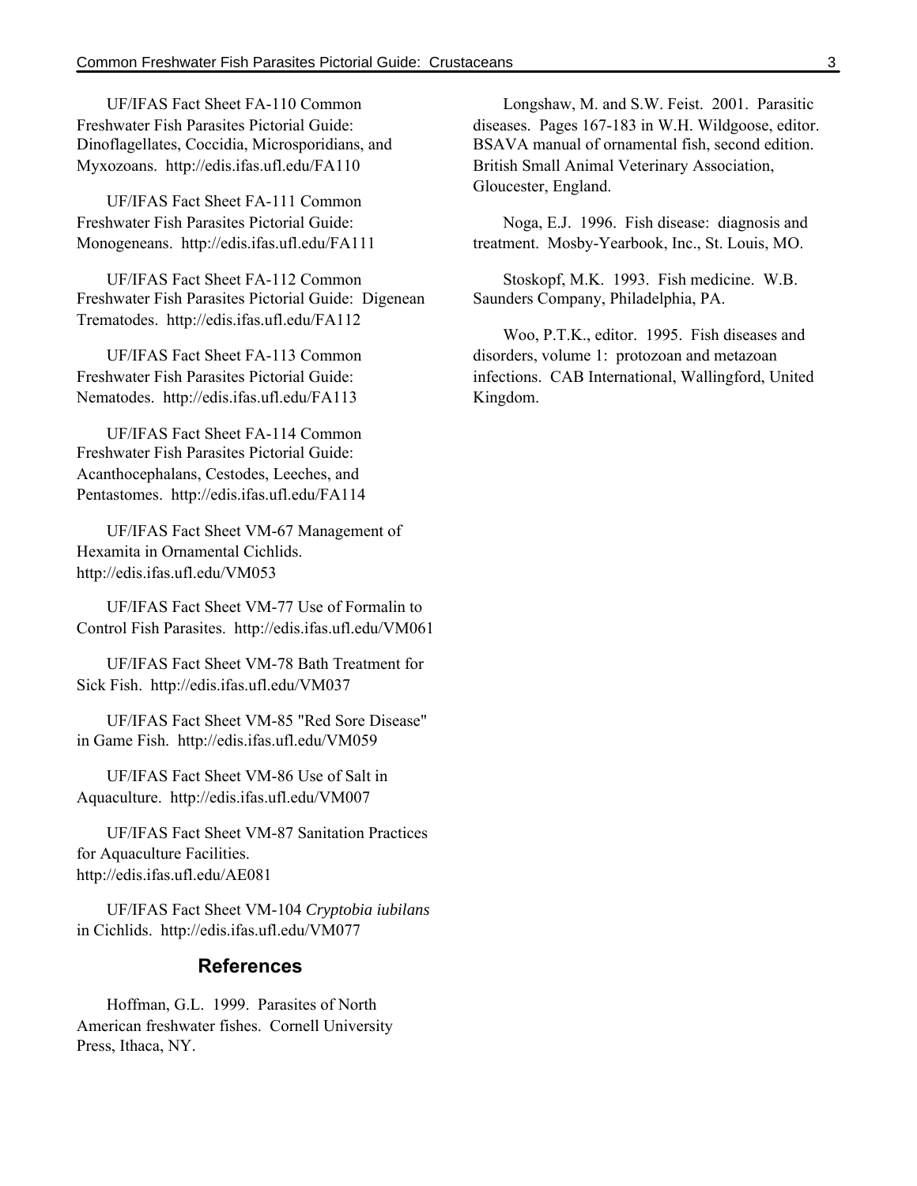UF/IFAS Fact Sheet FA-110 Common Freshwater Fish Parasites Pictorial Guide: Dinoflagellates, Coccidia, Microsporidians, and Myxozoans. http://edis.ifas.ufl.edu/FA110

UF/IFAS Fact Sheet FA-111 Common Freshwater Fish Parasites Pictorial Guide: Monogeneans. http://edis.ifas.ufl.edu/FA111

UF/IFAS Fact Sheet FA-112 Common Freshwater Fish Parasites Pictorial Guide: Digenean Trematodes. http://edis.ifas.ufl.edu/FA112

UF/IFAS Fact Sheet FA-113 Common Freshwater Fish Parasites Pictorial Guide: Nematodes. http://edis.ifas.ufl.edu/FA113

UF/IFAS Fact Sheet FA-114 Common Freshwater Fish Parasites Pictorial Guide: Acanthocephalans, Cestodes, Leeches, and Pentastomes. http://edis.ifas.ufl.edu/FA114

UF/IFAS Fact Sheet VM-67 Management of Hexamita in Ornamental Cichlids. http://edis.ifas.ufl.edu/VM053

UF/IFAS Fact Sheet VM-77 Use of Formalin to Control Fish Parasites. http://edis.ifas.ufl.edu/VM061

UF/IFAS Fact Sheet VM-78 Bath Treatment for Sick Fish. http://edis.ifas.ufl.edu/VM037

UF/IFAS Fact Sheet VM-85 "Red Sore Disease" in Game Fish. http://edis.ifas.ufl.edu/VM059

UF/IFAS Fact Sheet VM-86 Use of Salt in Aquaculture. http://edis.ifas.ufl.edu/VM007

UF/IFAS Fact Sheet VM-87 Sanitation Practices for Aquaculture Facilities. http://edis.ifas.ufl.edu/AE081

UF/IFAS Fact Sheet VM-104 *Cryptobia iubilans* in Cichlids. http://edis.ifas.ufl.edu/VM077

## References

Hoffman, G.L. 1999. Parasites of North American freshwater fishes. Cornell University Press, Ithaca, NY.

Longshaw, M. and S.W. Feist. 2001. Parasitic diseases. Pages 167-183 in W.H. Wildgoose, editor. BSAVA manual of ornamental fish, second edition. British Small Animal Veterinary Association, Gloucester, England.

Noga, E.J. 1996. Fish disease: diagnosis and treatment. Mosby-Yearbook, Inc., St. Louis, MO.

Stoskopf, M.K. 1993. Fish medicine. W.B. Saunders Company, Philadelphia, PA.

Woo, P.T.K., editor. 1995. Fish diseases and disorders, volume 1: protozoan and metazoan infections. CAB International, Wallingford, United Kingdom.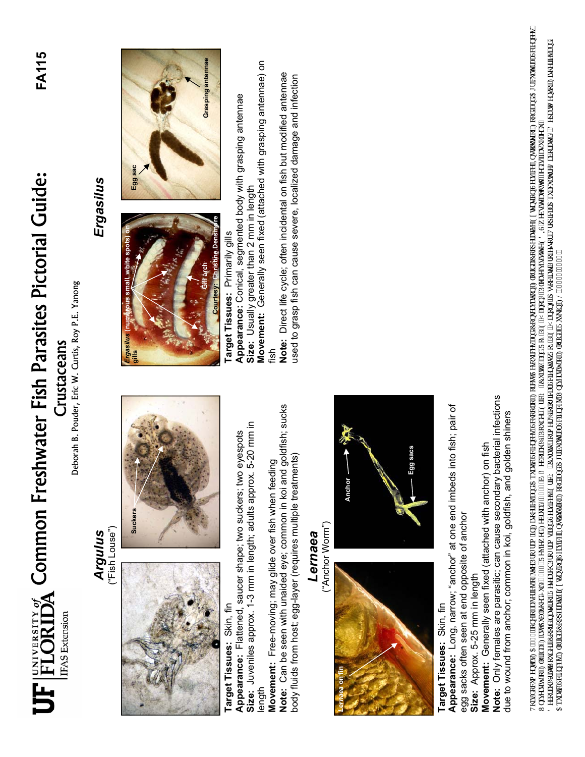# Common Freshwater Fish Parasites Pictorial Guide:

## Crustaceans

Deborah B. Pouder, Eric W. Curtis, Roy P.E. Yanong

FA115

### *Argulus*

("Fish Louse")

Suckers

**Target Tissues:** Skin, fin

**Appearance:** Flattened, saucer shape; two suckers; two eyespots

**Size:** Juveniles approx. 1-3 mm in length; adults approx. 5-20 mm in length

**Movement:** Free-moving; may glide over fish when feeding

**Note:** Can be seen with unaided eye; common in koi and goldfish; sucks body fluids from host; egg-layer (requires multiple treatments)

### *Lernaea*

("Anchor Worm")

*Lernaea* on fin

Anchor

Egg sacs

**Target Tissues:** Skin, fin

**Appearance:** Long, narrow; "anchor" at one end imbeds into fish; pair of egg sacks often seen at end opposite of anchor

**Size:** Approx. 5-25 mm in length

**Movement:** Generally seen fixed (attached with anchor) on fish

**Note:** Only females are parasitic; can cause secondary bacterial infections due to wound from anchor; common in koi, goldfish, and golden shiners

### *Ergasilus*

*Ergasilus* (numerous small, white spots) on gills

Gill arch

Courtesy: Christine Densmore

Egg sac

Grasping antennae

**Target Tissues:** Primarily gills

**Appearance:** Conical, segmented body with grasping antennae

**Size:** Usually greater than 2 mm in length

**Movement:** Generally seen fixed (attached with grasping antennae) on fish

**Note:** Direct life cycle; often incidental on fish but modified antennae used to grasp fish can cause severe, localized damage and infection